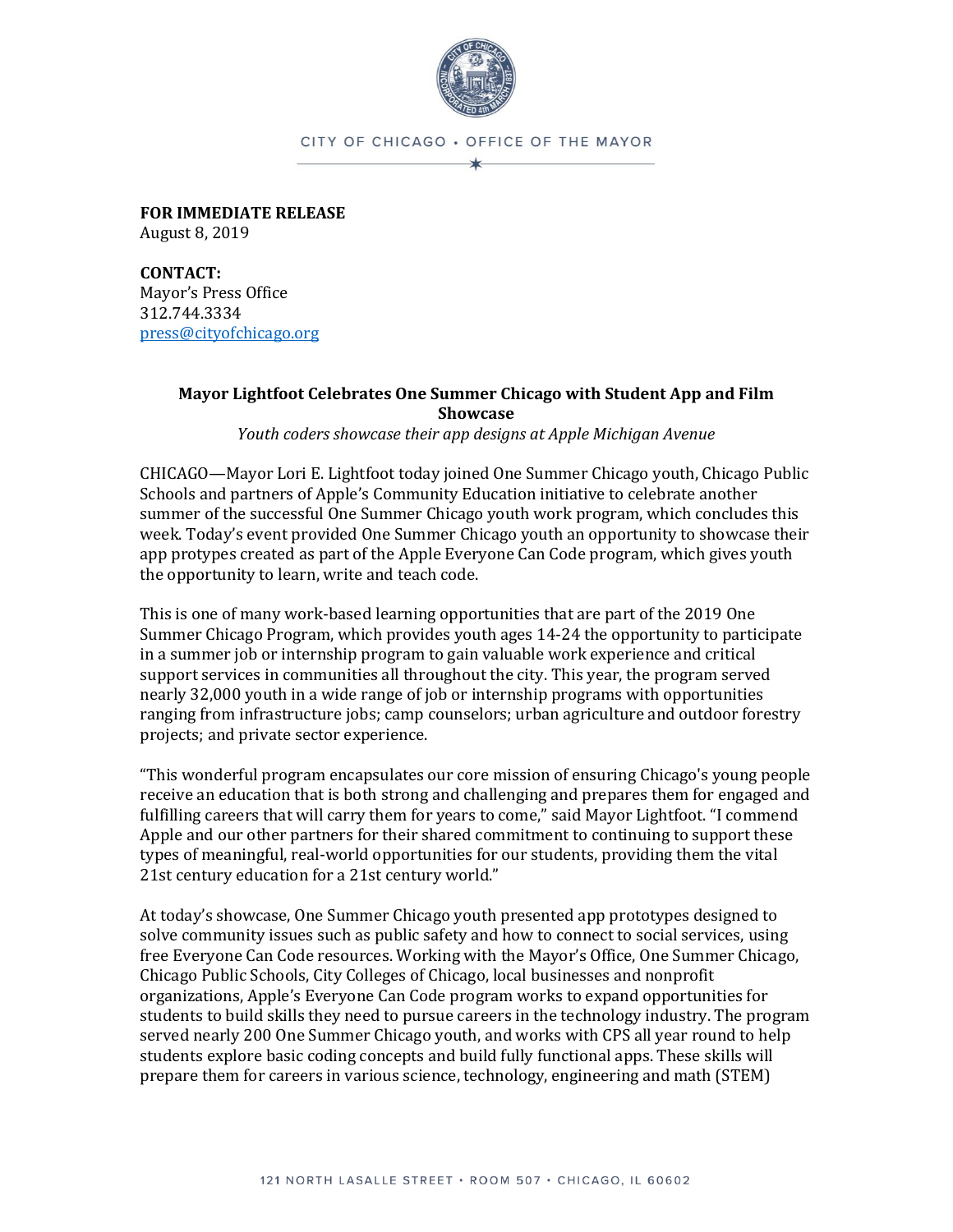CITY OF CHICAGO • OFFICE OF THE MAYOR

**FOR IMMEDIATE RELEASE**
August 8, 2019

**CONTACT:**
Mayor's Press Office
312.744.3334
press@cityofchicago.org

**Mayor Lightfoot Celebrates One Summer Chicago with Student App and Film Showcase**

*Youth coders showcase their app designs at Apple Michigan Avenue*

CHICAGO—Mayor Lori E. Lightfoot today joined One Summer Chicago youth, Chicago Public Schools and partners of Apple's Community Education initiative to celebrate another summer of the successful One Summer Chicago youth work program, which concludes this week. Today's event provided One Summer Chicago youth an opportunity to showcase their app protypes created as part of the Apple Everyone Can Code program, which gives youth the opportunity to learn, write and teach code.

This is one of many work-based learning opportunities that are part of the 2019 One Summer Chicago Program, which provides youth ages 14-24 the opportunity to participate in a summer job or internship program to gain valuable work experience and critical support services in communities all throughout the city. This year, the program served nearly 32,000 youth in a wide range of job or internship programs with opportunities ranging from infrastructure jobs; camp counselors; urban agriculture and outdoor forestry projects; and private sector experience.

"This wonderful program encapsulates our core mission of ensuring Chicago's young people receive an education that is both strong and challenging and prepares them for engaged and fulfilling careers that will carry them for years to come," said Mayor Lightfoot. "I commend Apple and our other partners for their shared commitment to continuing to support these types of meaningful, real-world opportunities for our students, providing them the vital 21st century education for a 21st century world."

At today's showcase, One Summer Chicago youth presented app prototypes designed to solve community issues such as public safety and how to connect to social services, using free Everyone Can Code resources. Working with the Mayor's Office, One Summer Chicago, Chicago Public Schools, City Colleges of Chicago, local businesses and nonprofit organizations, Apple's Everyone Can Code program works to expand opportunities for students to build skills they need to pursue careers in the technology industry. The program served nearly 200 One Summer Chicago youth, and works with CPS all year round to help students explore basic coding concepts and build fully functional apps. These skills will prepare them for careers in various science, technology, engineering and math (STEM)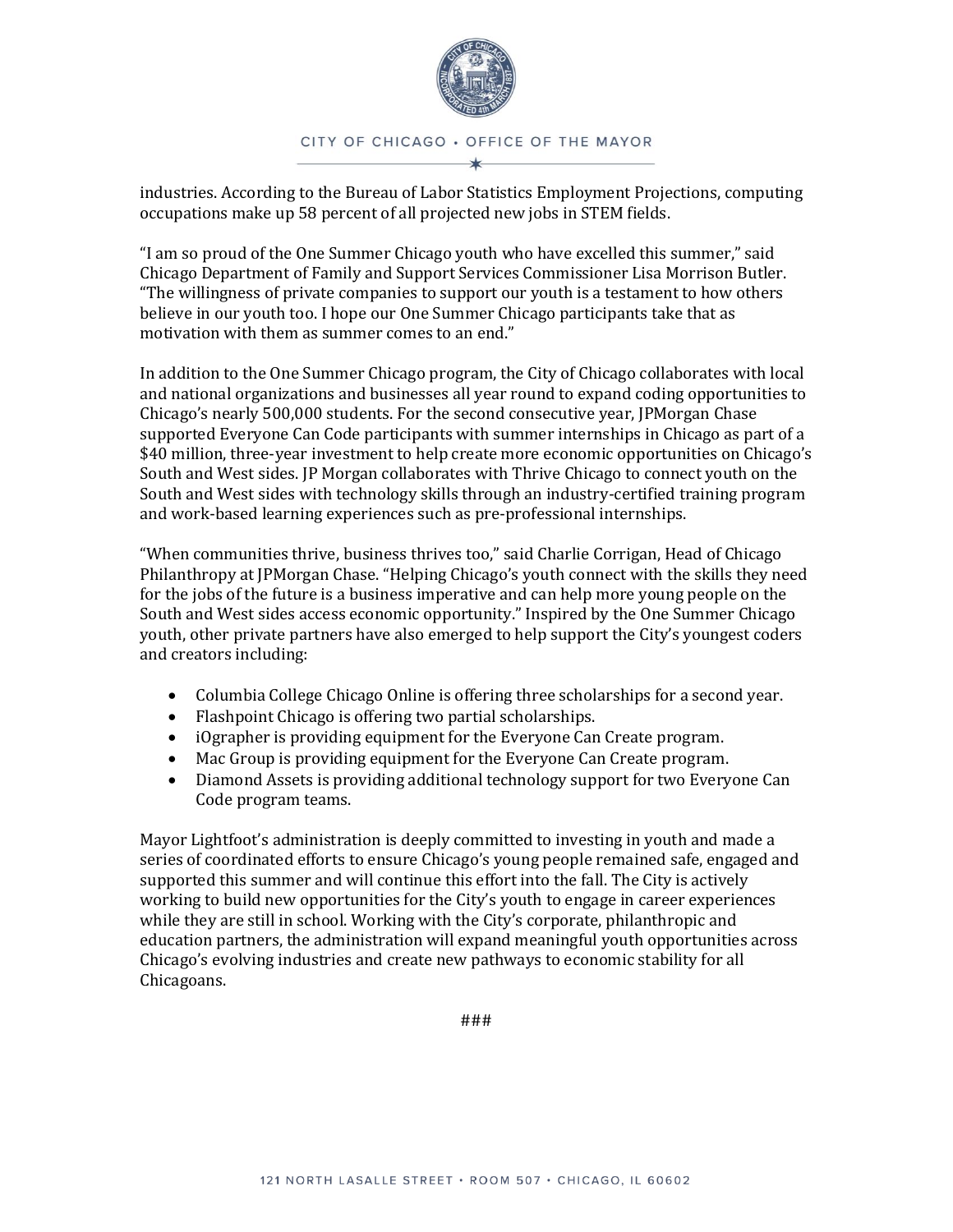industries. According to the Bureau of Labor Statistics Employment Projections, computing occupations make up 58 percent of all projected new jobs in STEM fields.

"I am so proud of the One Summer Chicago youth who have excelled this summer," said Chicago Department of Family and Support Services Commissioner Lisa Morrison Butler. "The willingness of private companies to support our youth is a testament to how others believe in our youth too. I hope our One Summer Chicago participants take that as motivation with them as summer comes to an end."

In addition to the One Summer Chicago program, the City of Chicago collaborates with local and national organizations and businesses all year round to expand coding opportunities to Chicago's nearly 500,000 students. For the second consecutive year, JPMorgan Chase supported Everyone Can Code participants with summer internships in Chicago as part of a $40 million, three-year investment to help create more economic opportunities on Chicago's South and West sides. JP Morgan collaborates with Thrive Chicago to connect youth on the South and West sides with technology skills through an industry-certified training program and work-based learning experiences such as pre-professional internships.

"When communities thrive, business thrives too," said Charlie Corrigan, Head of Chicago Philanthropy at JPMorgan Chase. "Helping Chicago's youth connect with the skills they need for the jobs of the future is a business imperative and can help more young people on the South and West sides access economic opportunity." Inspired by the One Summer Chicago youth, other private partners have also emerged to help support the City's youngest coders and creators including:

- Columbia College Chicago Online is offering three scholarships for a second year.
- Flashpoint Chicago is offering two partial scholarships.
- iOgrapher is providing equipment for the Everyone Can Create program.
- Mac Group is providing equipment for the Everyone Can Create program.
- Diamond Assets is providing additional technology support for two Everyone Can Code program teams.

Mayor Lightfoot's administration is deeply committed to investing in youth and made a series of coordinated efforts to ensure Chicago's young people remained safe, engaged and supported this summer and will continue this effort into the fall. The City is actively working to build new opportunities for the City's youth to engage in career experiences while they are still in school. Working with the City's corporate, philanthropic and education partners, the administration will expand meaningful youth opportunities across Chicago's evolving industries and create new pathways to economic stability for all Chicagoans.

###